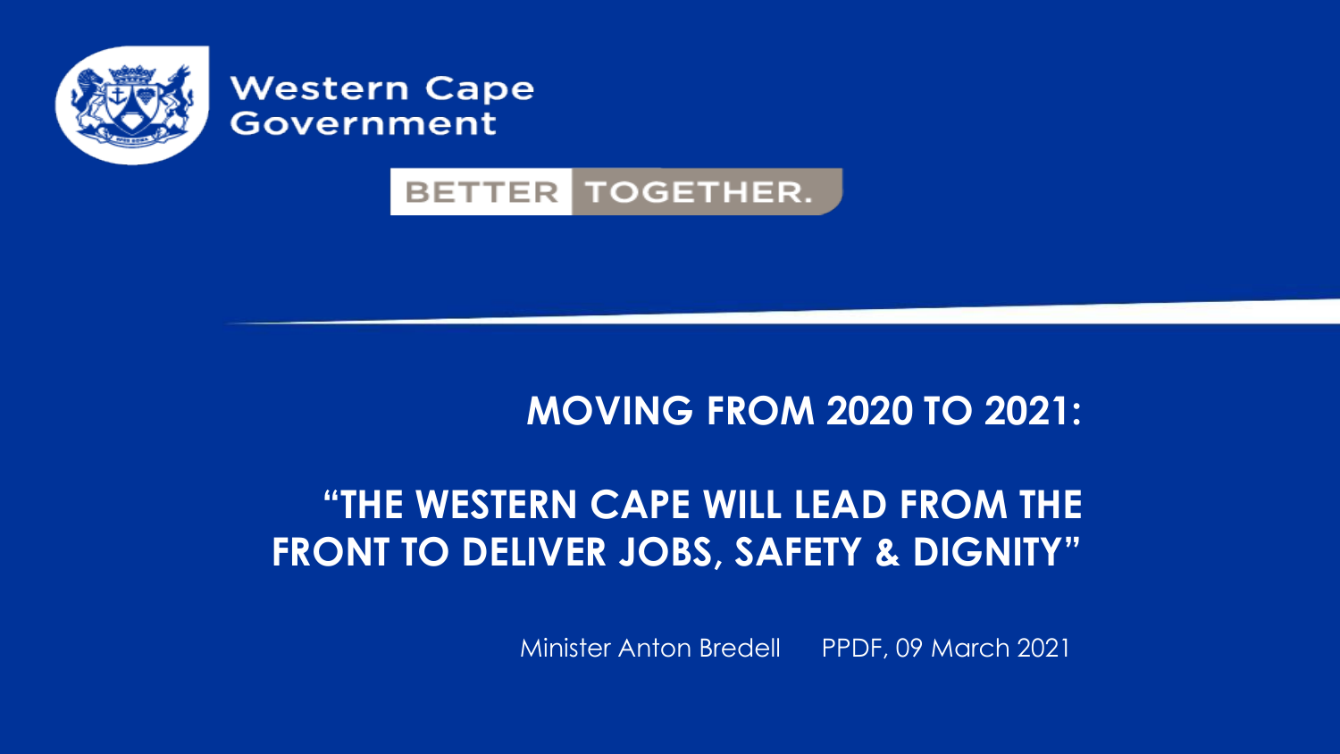Western Cape Government

BETTER TOGETHER.

# MOVING FROM 2020 TO 2021:

# "THE WESTERN CAPE WILL LEAD FROM THE FRONT TO DELIVER JOBS, SAFETY & DIGNITY"

Minister Anton Bredell PPDF, 09 March 2021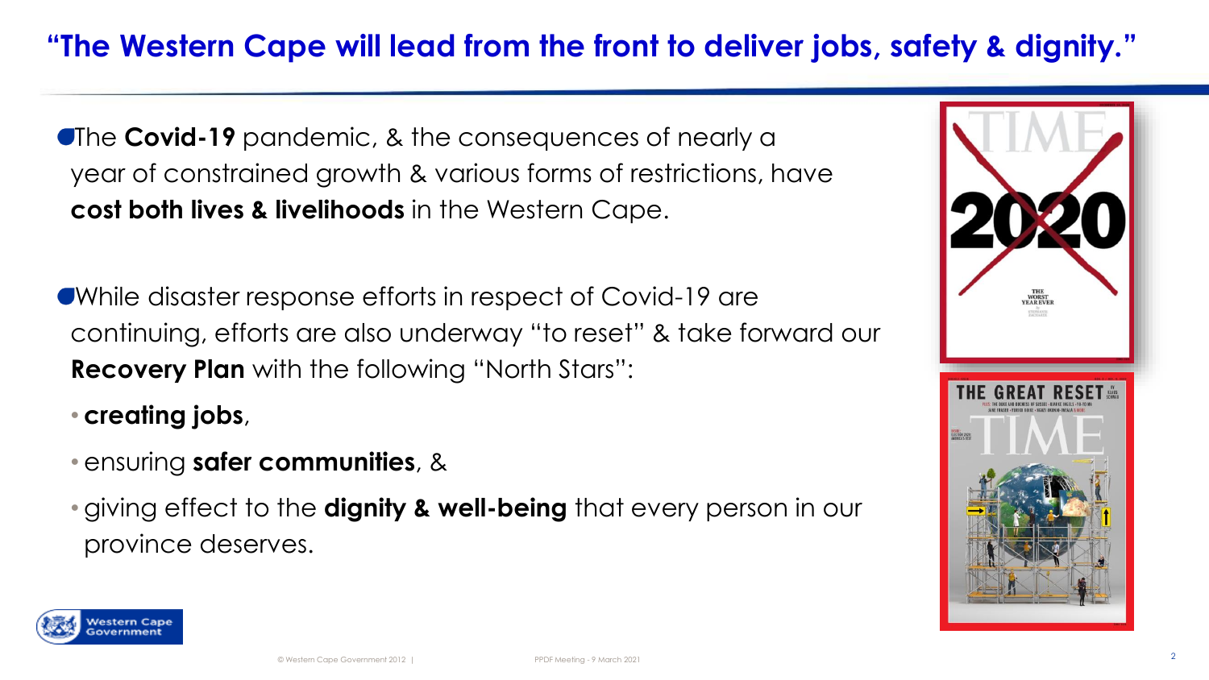# "The Western Cape will lead from the front to deliver jobs, safety & dignity."

- The **Covid-19** pandemic, & the consequences of nearly a year of constrained growth & various forms of restrictions, have **cost both lives & livelihoods** in the Western Cape.

- While disaster response efforts in respect of Covid-19 are continuing, efforts are also underway "to reset" & take forward our **Recovery Plan** with the following "North Stars":
  - **creating jobs**,
  - ensuring **safer communities**, &
  - giving effect to the **dignity & well-being** that every person in our province deserves.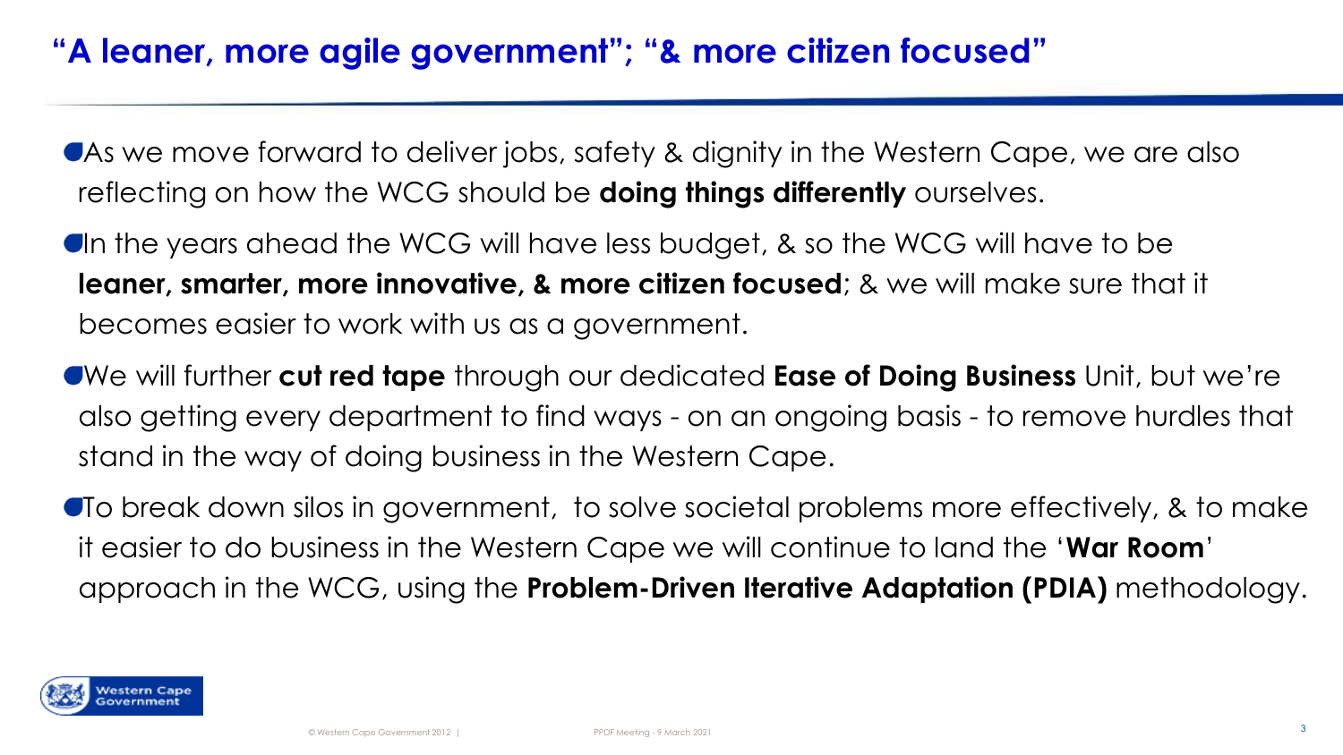## "A leaner, more agile government"; "& more citizen focused"

- As we move forward to deliver jobs, safety & dignity in the Western Cape, we are also reflecting on how the WCG should be **doing things differently** ourselves.
- In the years ahead the WCG will have less budget, & so the WCG will have to be **leaner, smarter, more innovative, & more citizen focused**; & we will make sure that it becomes easier to work with us as a government.
- We will further **cut red tape** through our dedicated **Ease of Doing Business** Unit, but we're also getting every department to find ways - on an ongoing basis - to remove hurdles that stand in the way of doing business in the Western Cape.
- To break down silos in government, to solve societal problems more effectively, & to make it easier to do business in the Western Cape we will continue to land the '**War Room**' approach in the WCG, using the **Problem-Driven Iterative Adaptation (PDIA)** methodology.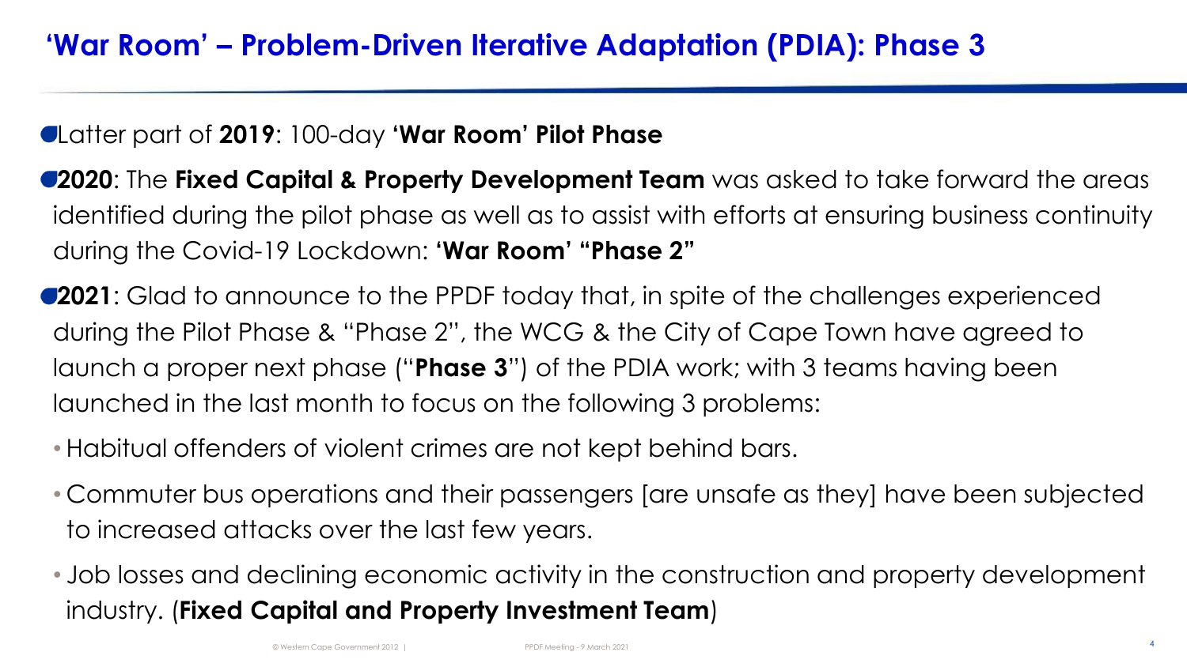# 'War Room' – Problem-Driven Iterative Adaptation (PDIA): Phase 3

- Latter part of **2019**: 100-day **'War Room' Pilot Phase**
- **2020**: The **Fixed Capital & Property Development Team** was asked to take forward the areas identified during the pilot phase as well as to assist with efforts at ensuring business continuity during the Covid-19 Lockdown: **'War Room' "Phase 2"**
- **2021**: Glad to announce to the PPDF today that, in spite of the challenges experienced during the Pilot Phase & "Phase 2", the WCG & the City of Cape Town have agreed to launch a proper next phase ("**Phase 3**") of the PDIA work; with 3 teams having been launched in the last month to focus on the following 3 problems:
  - Habitual offenders of violent crimes are not kept behind bars.
  - Commuter bus operations and their passengers [are unsafe as they] have been subjected to increased attacks over the last few years.
  - Job losses and declining economic activity in the construction and property development industry. (**Fixed Capital and Property Investment Team**)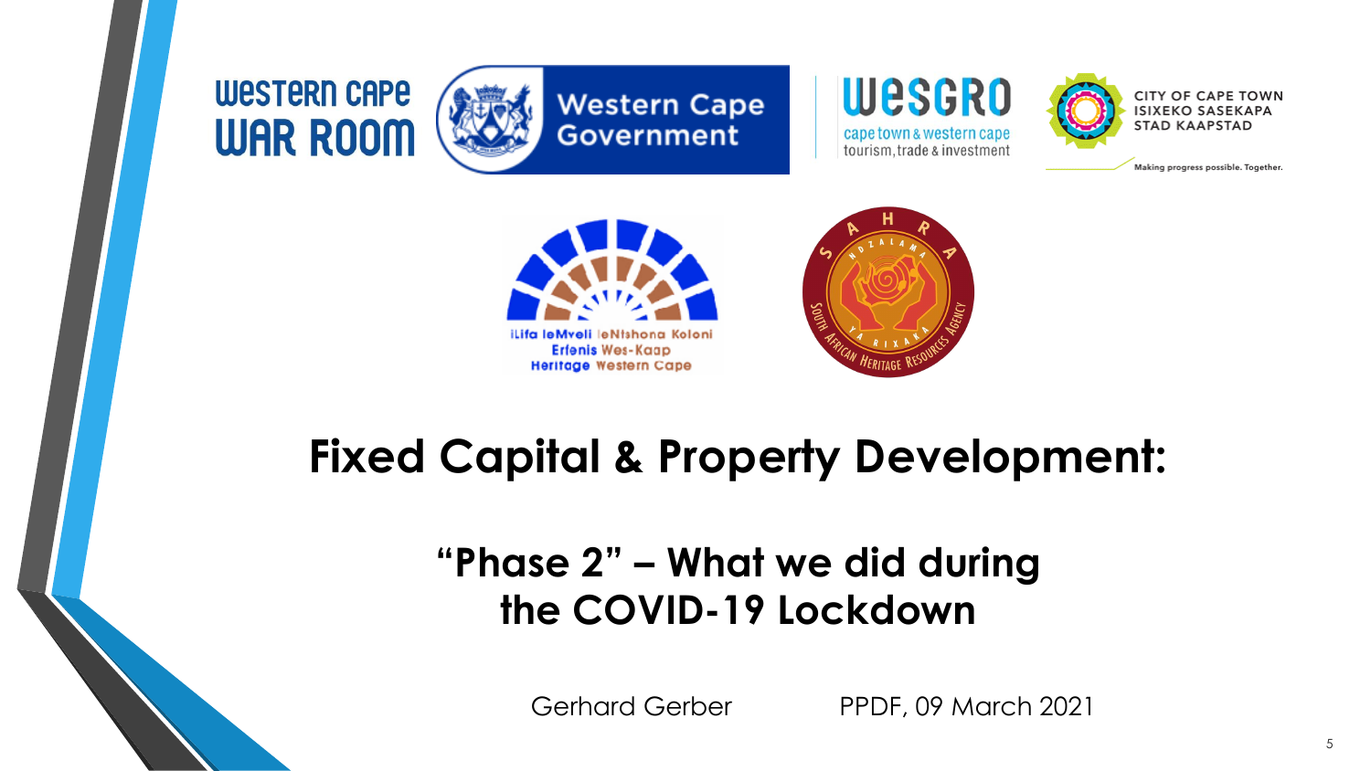# Fixed Capital & Property Development:

## "Phase 2" – What we did during the COVID-19 Lockdown

Gerhard Gerber PPDF, 09 March 2021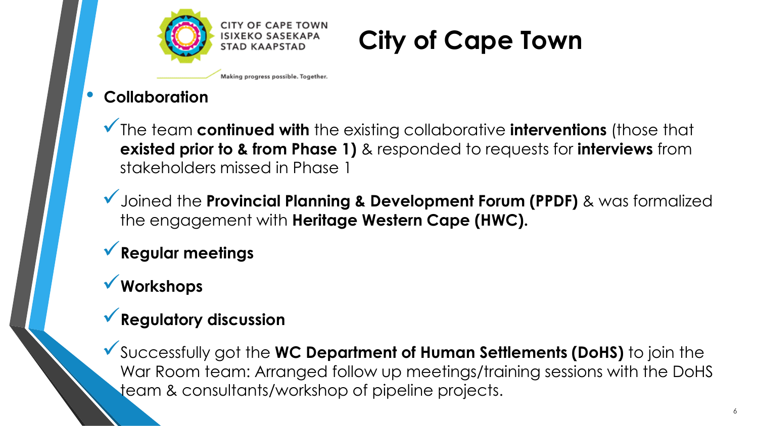CITY OF CAPE TOWN
ISIXEKO SASEKAPA
STAD KAAPSTAD

Making progress possible. Together.

# City of Cape Town

- **Collaboration**
  - ✓ The team **continued with** the existing collaborative **interventions** (those that **existed prior to & from Phase 1)** & responded to requests for **interviews** from stakeholders missed in Phase 1
  - ✓ Joined the **Provincial Planning & Development Forum (PPDF)** & was formalized the engagement with **Heritage Western Cape (HWC).**
  - ✓ **Regular meetings**
  - ✓ **Workshops**
  - ✓ **Regulatory discussion**
  - ✓ Successfully got the **WC Department of Human Settlements (DoHS)** to join the War Room team: Arranged follow up meetings/training sessions with the DoHS team & consultants/workshop of pipeline projects.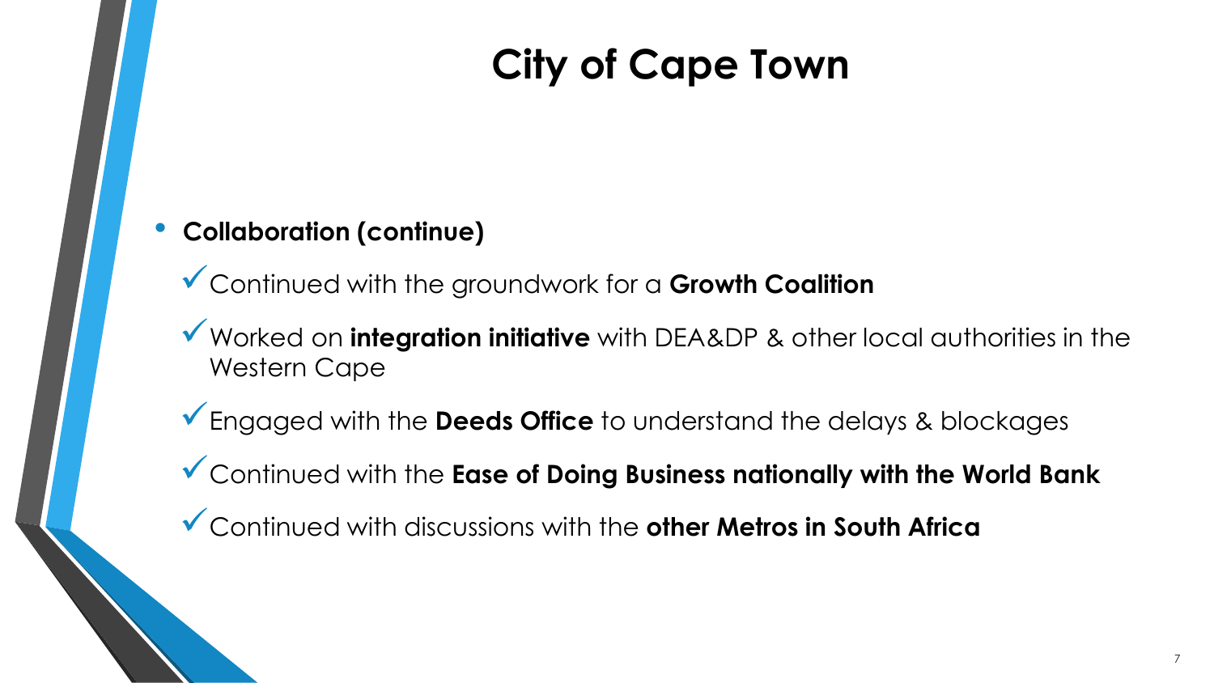# City of Cape Town

- **Collaboration (continue)**
  - ✓ Continued with the groundwork for a **Growth Coalition**
  - ✓ Worked on **integration initiative** with DEA&DP & other local authorities in the Western Cape
  - ✓ Engaged with the **Deeds Office** to understand the delays & blockages
  - ✓ Continued with the **Ease of Doing Business nationally with the World Bank**
  - ✓ Continued with discussions with the **other Metros in South Africa**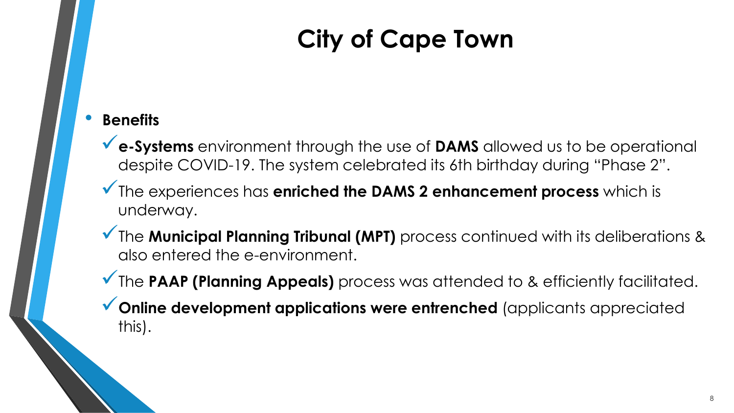# City of Cape Town

- **Benefits**
  - ✓ **e-Systems** environment through the use of **DAMS** allowed us to be operational despite COVID-19. The system celebrated its 6th birthday during “Phase 2”.
  - ✓ The experiences has **enriched the DAMS 2 enhancement process** which is underway.
  - ✓ The **Municipal Planning Tribunal (MPT)** process continued with its deliberations & also entered the e-environment.
  - ✓ The **PAAP (Planning Appeals)** process was attended to & efficiently facilitated.
  - ✓ **Online development applications were entrenched** (applicants appreciated this).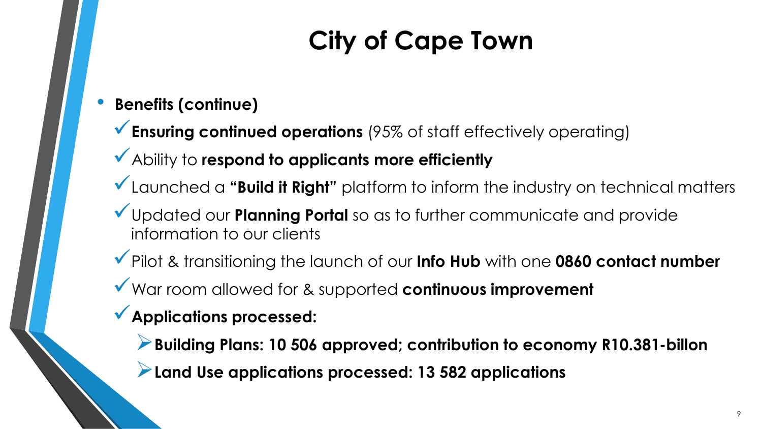# City of Cape Town

- **Benefits (continue)**
  - ✓ **Ensuring continued operations** (95% of staff effectively operating)
  - ✓ Ability to **respond to applicants more efficiently**
  - ✓ Launched a **"Build it Right"** platform to inform the industry on technical matters
  - ✓ Updated our **Planning Portal** so as to further communicate and provide information to our clients
  - ✓ Pilot & transitioning the launch of our **Info Hub** with one **0860 contact number**
  - ✓ War room allowed for & supported **continuous improvement**
  - ✓ **Applications processed:**
    - ➢ **Building Plans: 10 506 approved; contribution to economy R10.381-billon**
    - ➢ **Land Use applications processed: 13 582 applications**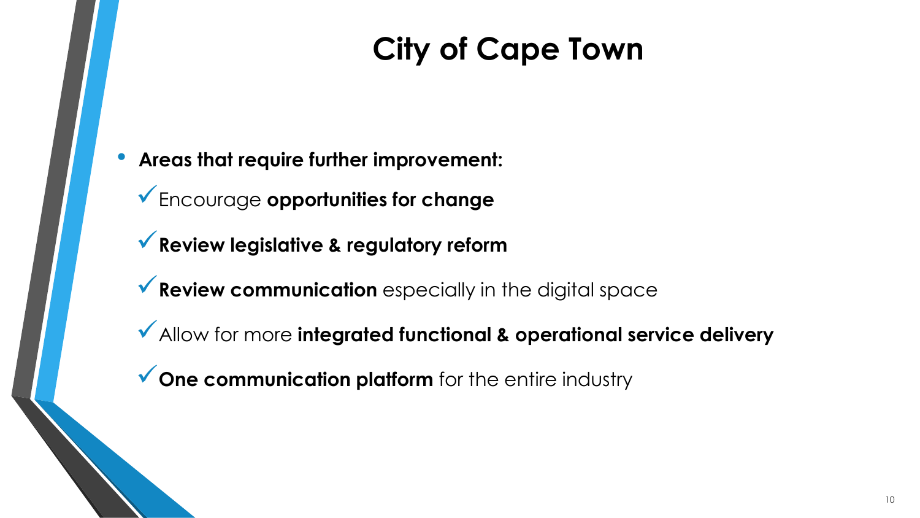# City of Cape Town

- **Areas that require further improvement:**
  - ✓ Encourage **opportunities for change**
  - ✓ **Review legislative & regulatory reform**
  - ✓ **Review communication** especially in the digital space
  - ✓ Allow for more **integrated functional & operational service delivery**
  - ✓ **One communication platform** for the entire industry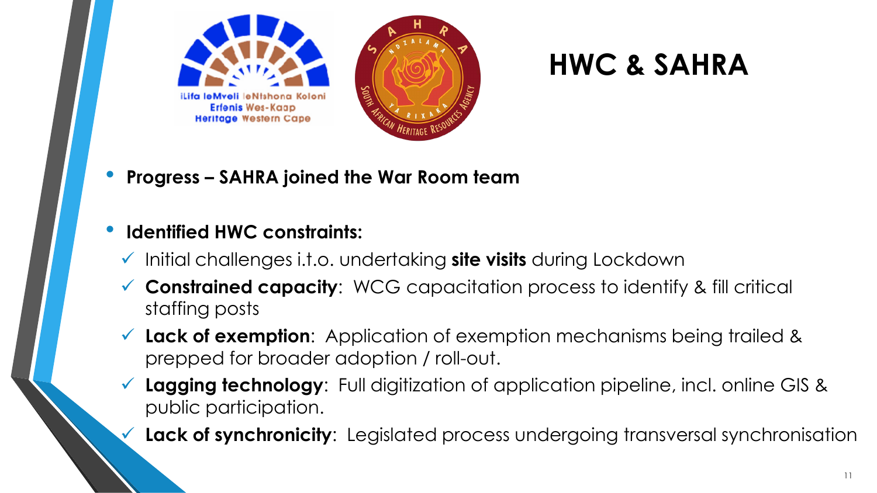# HWC & SAHRA

- **Progress – SAHRA joined the War Room team**

- **Identified HWC constraints:**
  - ✓ Initial challenges i.t.o. undertaking **site visits** during Lockdown
  - ✓ **Constrained capacity**: WCG capacitation process to identify & fill critical staffing posts
  - ✓ **Lack of exemption**: Application of exemption mechanisms being trailed & prepped for broader adoption / roll-out.
  - ✓ **Lagging technology**: Full digitization of application pipeline, incl. online GIS & public participation.
  - ✓ **Lack of synchronicity**: Legislated process undergoing transversal synchronisation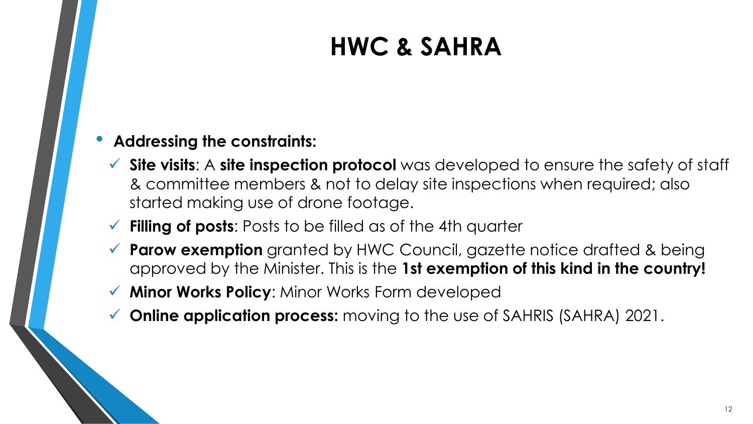# HWC & SAHRA

- **Addressing the constraints:**
  - ✓ **Site visits**: A **site inspection protocol** was developed to ensure the safety of staff & committee members & not to delay site inspections when required; also started making use of drone footage.
  - ✓ **Filling of posts**: Posts to be filled as of the 4th quarter
  - ✓ **Parow exemption** granted by HWC Council, gazette notice drafted & being approved by the Minister. This is the **1st exemption of this kind in the country!**
  - ✓ **Minor Works Policy**: Minor Works Form developed
  - ✓ **Online application process:** moving to the use of SAHRIS (SAHRA) 2021.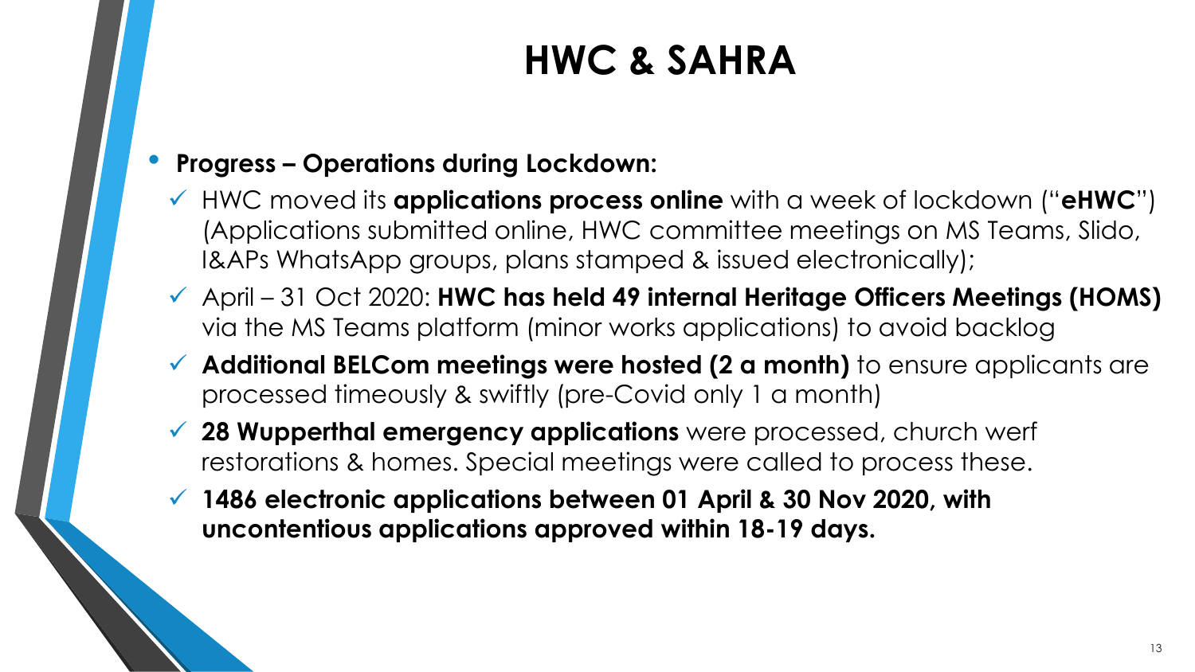# HWC & SAHRA

- **Progress – Operations during Lockdown:**
  - ✓ HWC moved its **applications process online** with a week of lockdown ("**eHWC**") (Applications submitted online, HWC committee meetings on MS Teams, Slido, I&APs WhatsApp groups, plans stamped & issued electronically);
  - ✓ April – 31 Oct 2020: **HWC has held 49 internal Heritage Officers Meetings (HOMS)** via the MS Teams platform (minor works applications) to avoid backlog
  - ✓ **Additional BELCom meetings were hosted (2 a month)** to ensure applicants are processed timeously & swiftly (pre-Covid only 1 a month)
  - ✓ **28 Wupperthal emergency applications** were processed, church werf restorations & homes. Special meetings were called to process these.
  - ✓ **1486 electronic applications between 01 April & 30 Nov 2020, with uncontentious applications approved within 18-19 days.**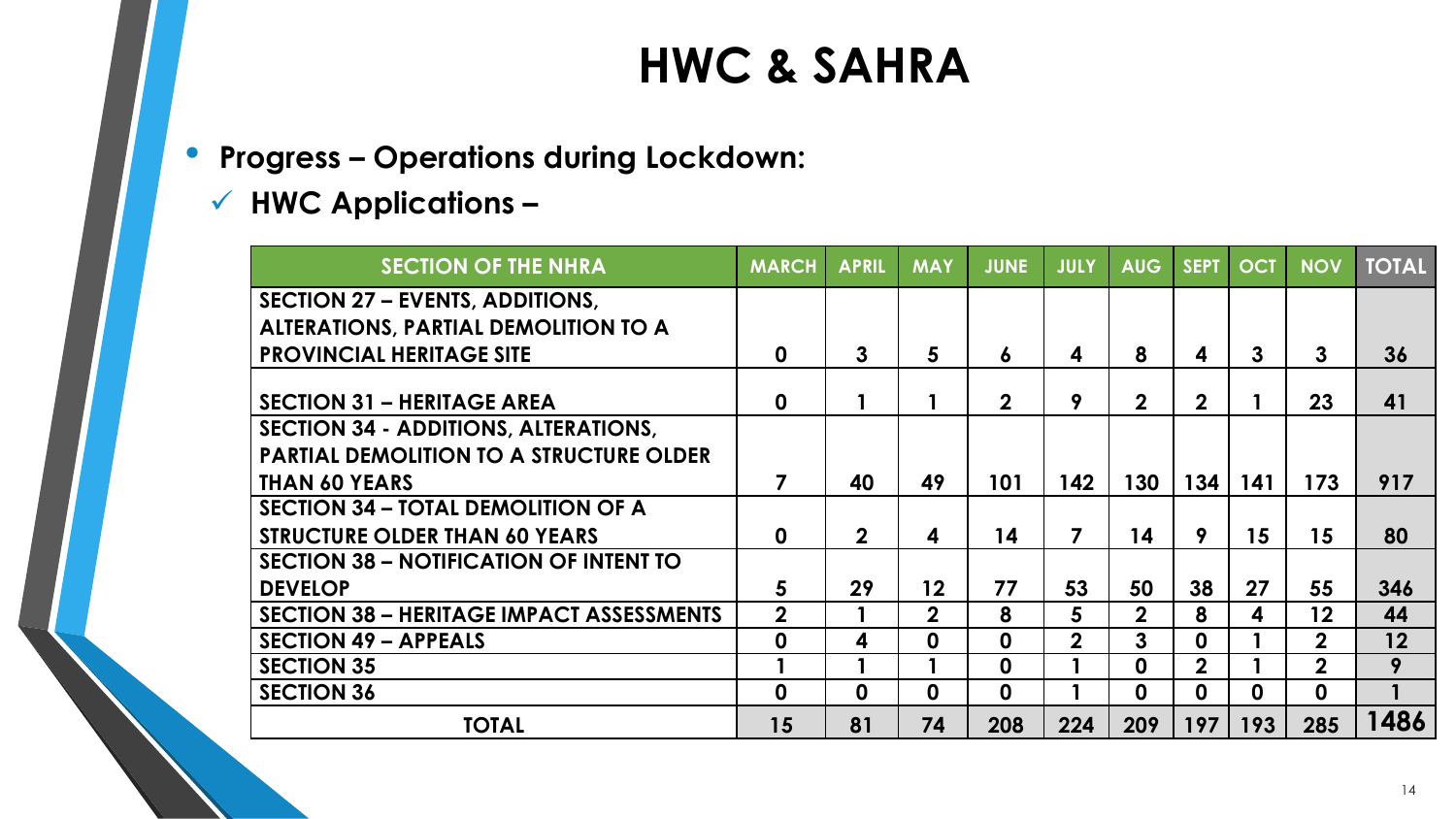# HWC & SAHRA

- **Progress – Operations during Lockdown:**
  - ✓ **HWC Applications –**

| SECTION OF THE NHRA | MARCH | APRIL | MAY | JUNE | JULY | AUG | SEPT | OCT | NOV | TOTAL |
|---|---|---|---|---|---|---|---|---|---|---|
| SECTION 27 – EVENTS, ADDITIONS, ALTERATIONS, PARTIAL DEMOLITION TO A PROVINCIAL HERITAGE SITE | 0 | 3 | 5 | 6 | 4 | 8 | 4 | 3 | 3 | 36 |
| SECTION 31 – HERITAGE AREA | 0 | 1 | 1 | 2 | 9 | 2 | 2 | 1 | 23 | 41 |
| SECTION 34 - ADDITIONS, ALTERATIONS, PARTIAL DEMOLITION TO A STRUCTURE OLDER THAN 60 YEARS | 7 | 40 | 49 | 101 | 142 | 130 | 134 | 141 | 173 | 917 |
| SECTION 34 – TOTAL DEMOLITION OF A STRUCTURE OLDER THAN 60 YEARS | 0 | 2 | 4 | 14 | 7 | 14 | 9 | 15 | 15 | 80 |
| SECTION 38 – NOTIFICATION OF INTENT TO DEVELOP | 5 | 29 | 12 | 77 | 53 | 50 | 38 | 27 | 55 | 346 |
| SECTION 38 – HERITAGE IMPACT ASSESSMENTS | 2 | 1 | 2 | 8 | 5 | 2 | 8 | 4 | 12 | 44 |
| SECTION 49 – APPEALS | 0 | 4 | 0 | 0 | 2 | 3 | 0 | 1 | 2 | 12 |
| SECTION 35 | 1 | 1 | 1 | 0 | 1 | 0 | 2 | 1 | 2 | 9 |
| SECTION 36 | 0 | 0 | 0 | 0 | 1 | 0 | 0 | 0 | 0 | 1 |
| TOTAL | 15 | 81 | 74 | 208 | 224 | 209 | 197 | 193 | 285 | 1486 |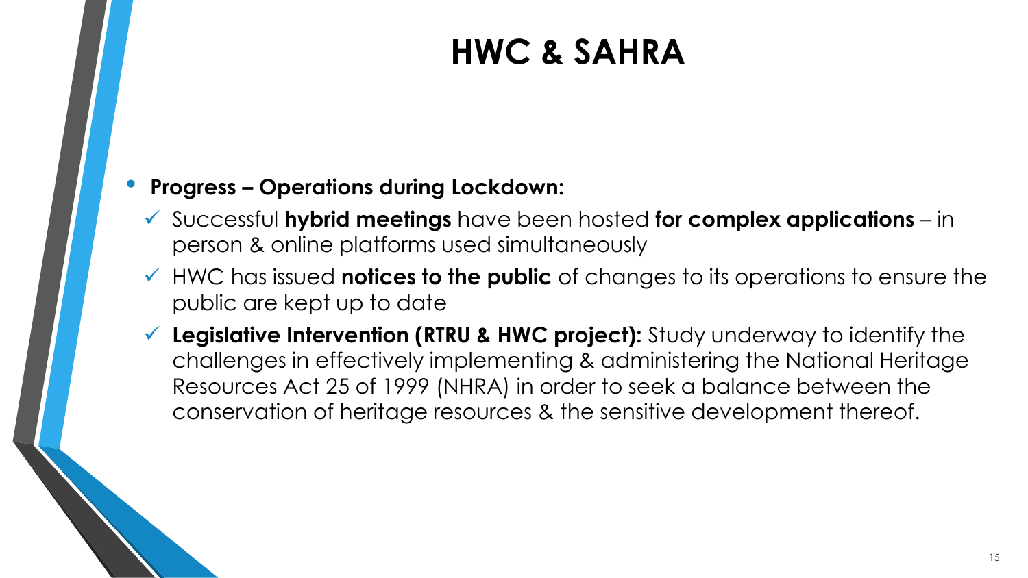# HWC & SAHRA

- **Progress – Operations during Lockdown:**
  - ✓ Successful **hybrid meetings** have been hosted **for complex applications** – in person & online platforms used simultaneously
  - ✓ HWC has issued **notices to the public** of changes to its operations to ensure the public are kept up to date
  - ✓ **Legislative Intervention (RTRU & HWC project):** Study underway to identify the challenges in effectively implementing & administering the National Heritage Resources Act 25 of 1999 (NHRA) in order to seek a balance between the conservation of heritage resources & the sensitive development thereof.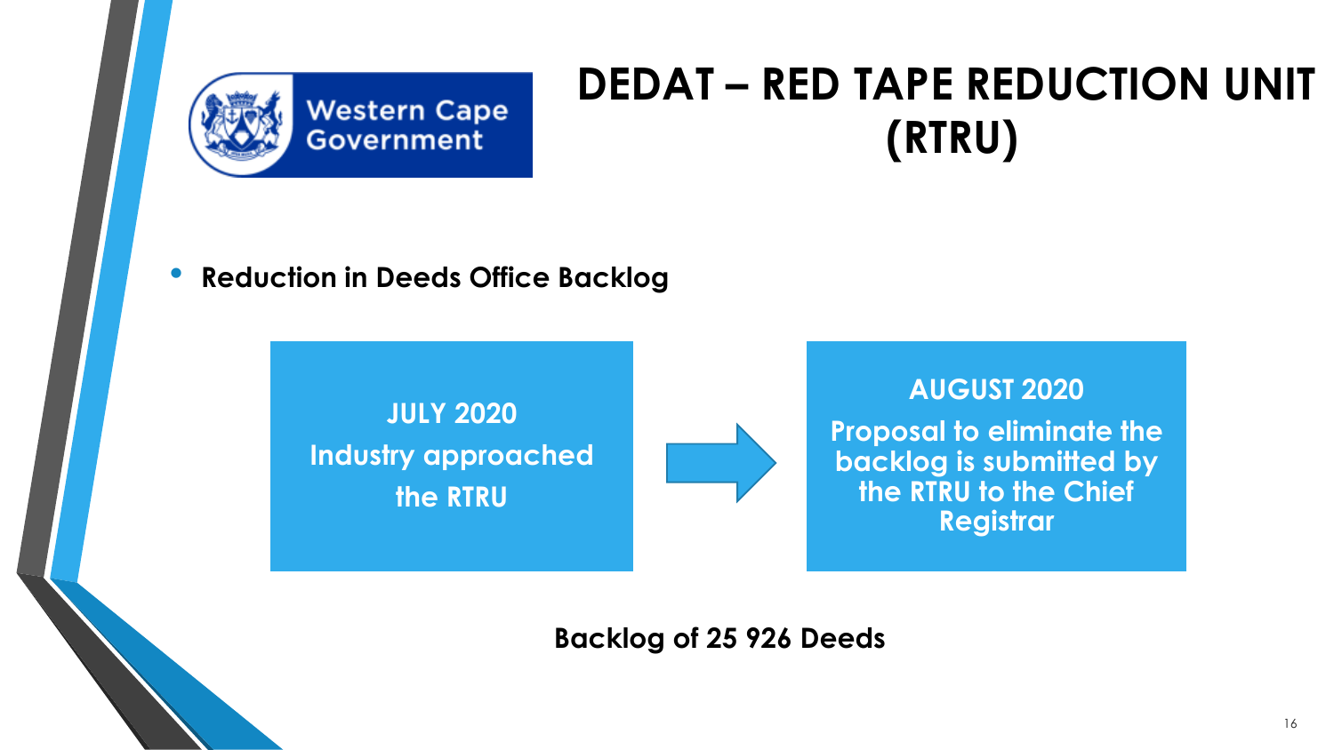# DEDAT – RED TAPE REDUCTION UNIT (RTRU)

- **Reduction in Deeds Office Backlog**

**JULY 2020**
**Industry approached the RTRU**

→

**AUGUST 2020**
**Proposal to eliminate the backlog is submitted by the RTRU to the Chief Registrar**

**Backlog of 25 926 Deeds**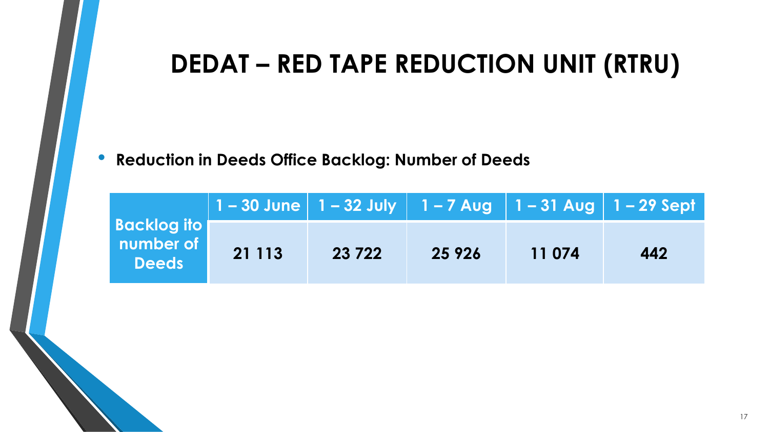# DEDAT – RED TAPE REDUCTION UNIT (RTRU)

- **Reduction in Deeds Office Backlog: Number of Deeds**

| Backlog ito number of Deeds | 1 – 30 June | 1 – 32 July | 1 – 7 Aug | 1 – 31 Aug | 1 – 29 Sept |
| --- | --- | --- | --- | --- | --- |
| | 21 113 | 23 722 | 25 926 | 11 074 | 442 |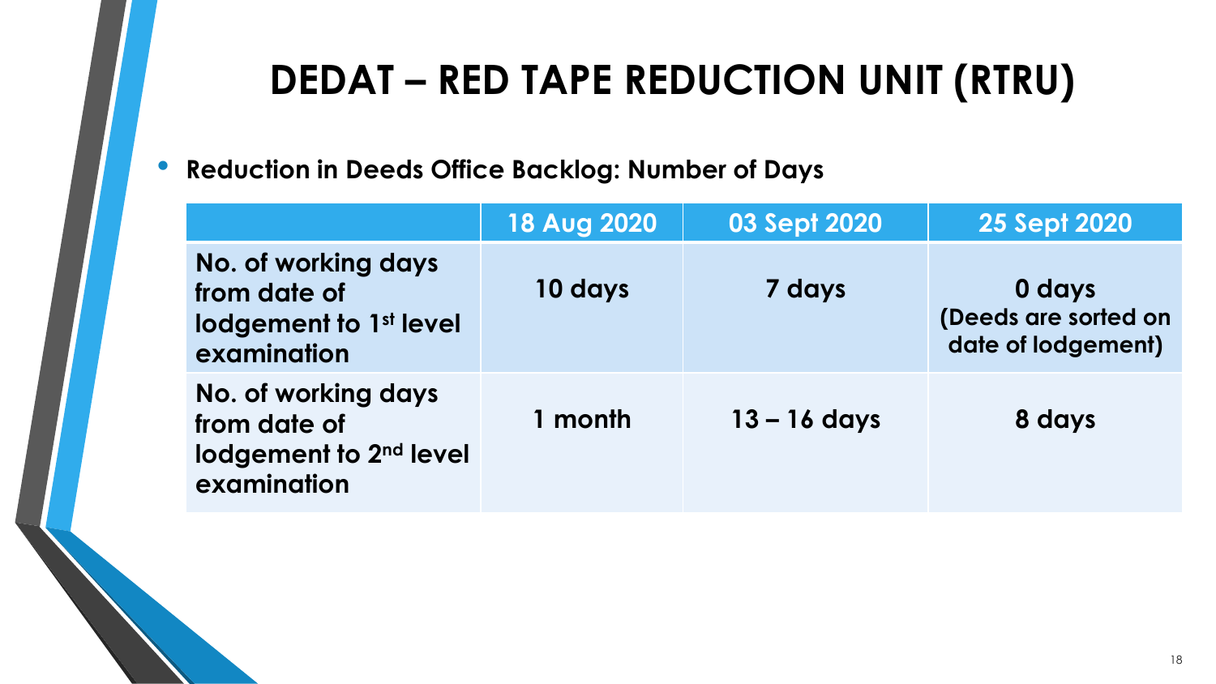# DEDAT – RED TAPE REDUCTION UNIT (RTRU)

- **Reduction in Deeds Office Backlog: Number of Days**

| | 18 Aug 2020 | 03 Sept 2020 | 25 Sept 2020 |
|---|---|---|---|
| **No. of working days from date of lodgement to 1st level examination** | **10 days** | **7 days** | **0 days (Deeds are sorted on date of lodgement)** |
| **No. of working days from date of lodgement to 2nd level examination** | **1 month** | **13 – 16 days** | **8 days** |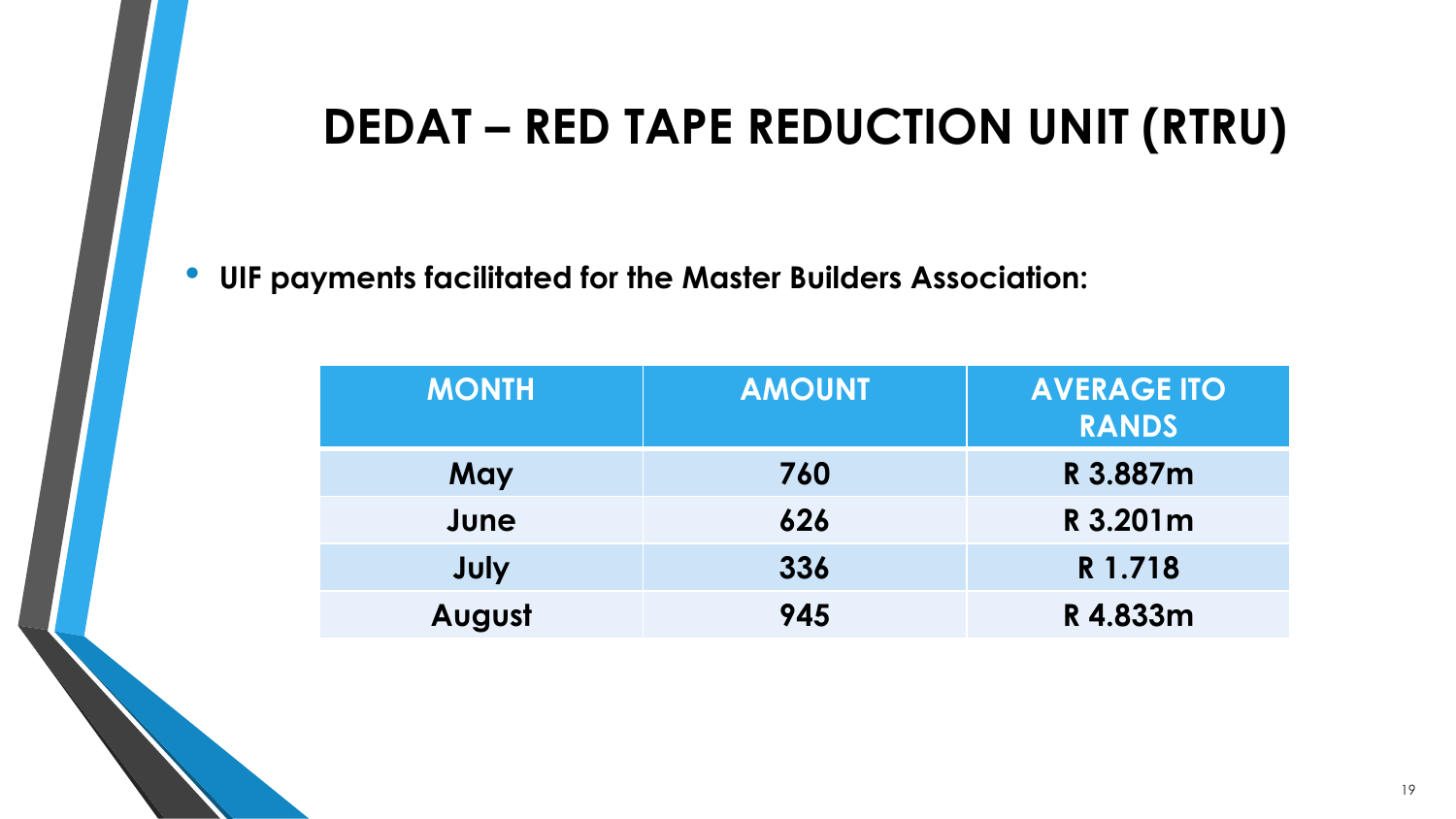# DEDAT – RED TAPE REDUCTION UNIT (RTRU)

- **UIF payments facilitated for the Master Builders Association:**

| MONTH | AMOUNT | AVERAGE ITO RANDS |
|---|---|---|
| May | 760 | R 3.887m |
| June | 626 | R 3.201m |
| July | 336 | R 1.718 |
| August | 945 | R 4.833m |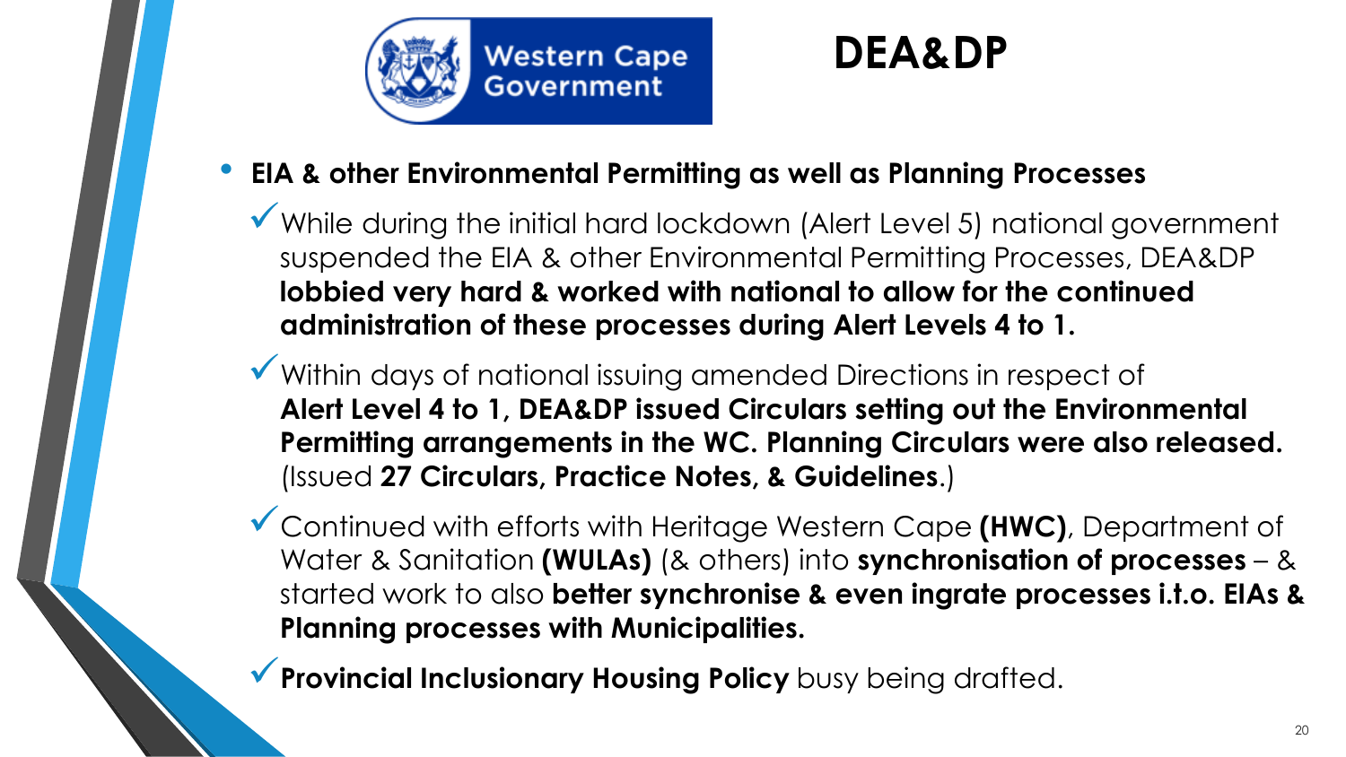Western Cape Government

# DEA&DP

- **EIA & other Environmental Permitting as well as Planning Processes**
  - ✓ While during the initial hard lockdown (Alert Level 5) national government suspended the EIA & other Environmental Permitting Processes, DEA&DP **lobbied very hard & worked with national to allow for the continued administration of these processes during Alert Levels 4 to 1.**
  - ✓ Within days of national issuing amended Directions in respect of **Alert Level 4 to 1, DEA&DP issued Circulars setting out the Environmental Permitting arrangements in the WC. Planning Circulars were also released.** (Issued **27 Circulars, Practice Notes, & Guidelines**.)
  - ✓ Continued with efforts with Heritage Western Cape **(HWC)**, Department of Water & Sanitation **(WULAs)** (& others) into **synchronisation of processes** – & started work to also **better synchronise & even ingrate processes i.t.o. EIAs & Planning processes with Municipalities.**
  - ✓ **Provincial Inclusionary Housing Policy** busy being drafted.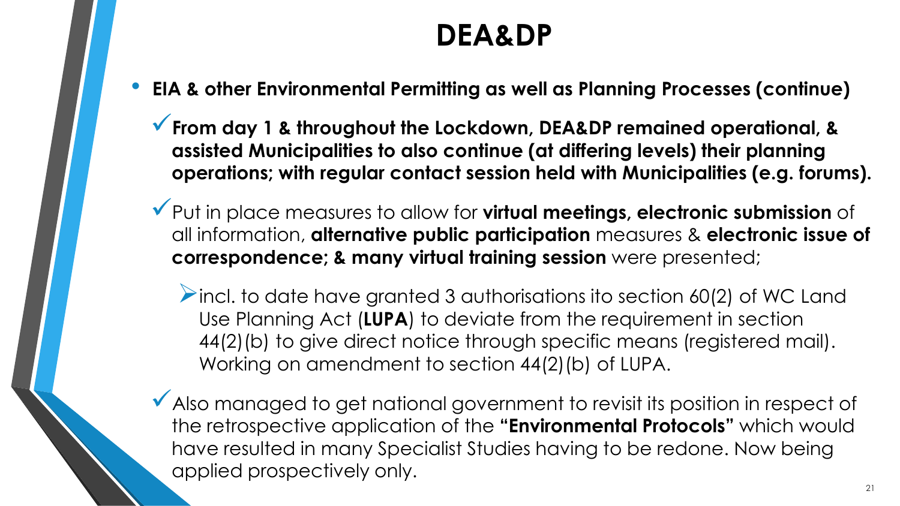# DEA&DP

- **EIA & other Environmental Permitting as well as Planning Processes (continue)**
  - ✓ **From day 1 & throughout the Lockdown, DEA&DP remained operational, & assisted Municipalities to also continue (at differing levels) their planning operations; with regular contact session held with Municipalities (e.g. forums).**
  - ✓ Put in place measures to allow for **virtual meetings, electronic submission** of all information, **alternative public participation** measures & **electronic issue of correspondence; & many virtual training session** were presented;
    - ➢ incl. to date have granted 3 authorisations ito section 60(2) of WC Land Use Planning Act (**LUPA**) to deviate from the requirement in section 44(2)(b) to give direct notice through specific means (registered mail). Working on amendment to section 44(2)(b) of LUPA.
  - ✓ Also managed to get national government to revisit its position in respect of the retrospective application of the **"Environmental Protocols"** which would have resulted in many Specialist Studies having to be redone. Now being applied prospectively only.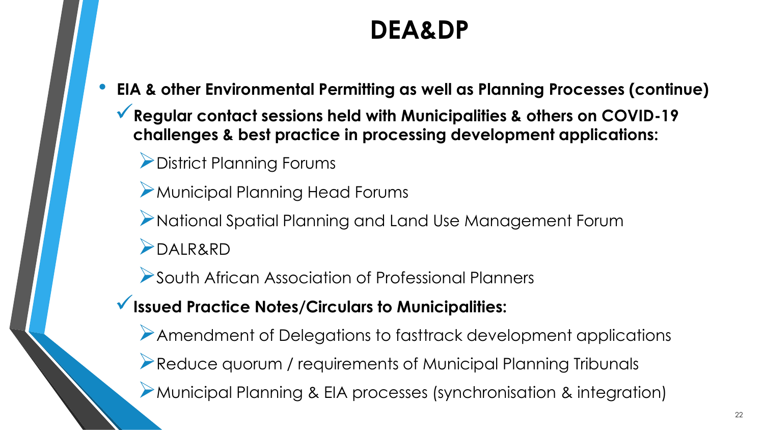# DEA&DP

- **EIA & other Environmental Permitting as well as Planning Processes (continue)**
  - ✓ **Regular contact sessions held with Municipalities & others on COVID-19 challenges & best practice in processing development applications:**
    - District Planning Forums
    - Municipal Planning Head Forums
    - National Spatial Planning and Land Use Management Forum
    - DALR&RD
    - South African Association of Professional Planners
  - ✓ **Issued Practice Notes/Circulars to Municipalities:**
    - Amendment of Delegations to fasttrack development applications
    - Reduce quorum / requirements of Municipal Planning Tribunals
    - Municipal Planning & EIA processes (synchronisation & integration)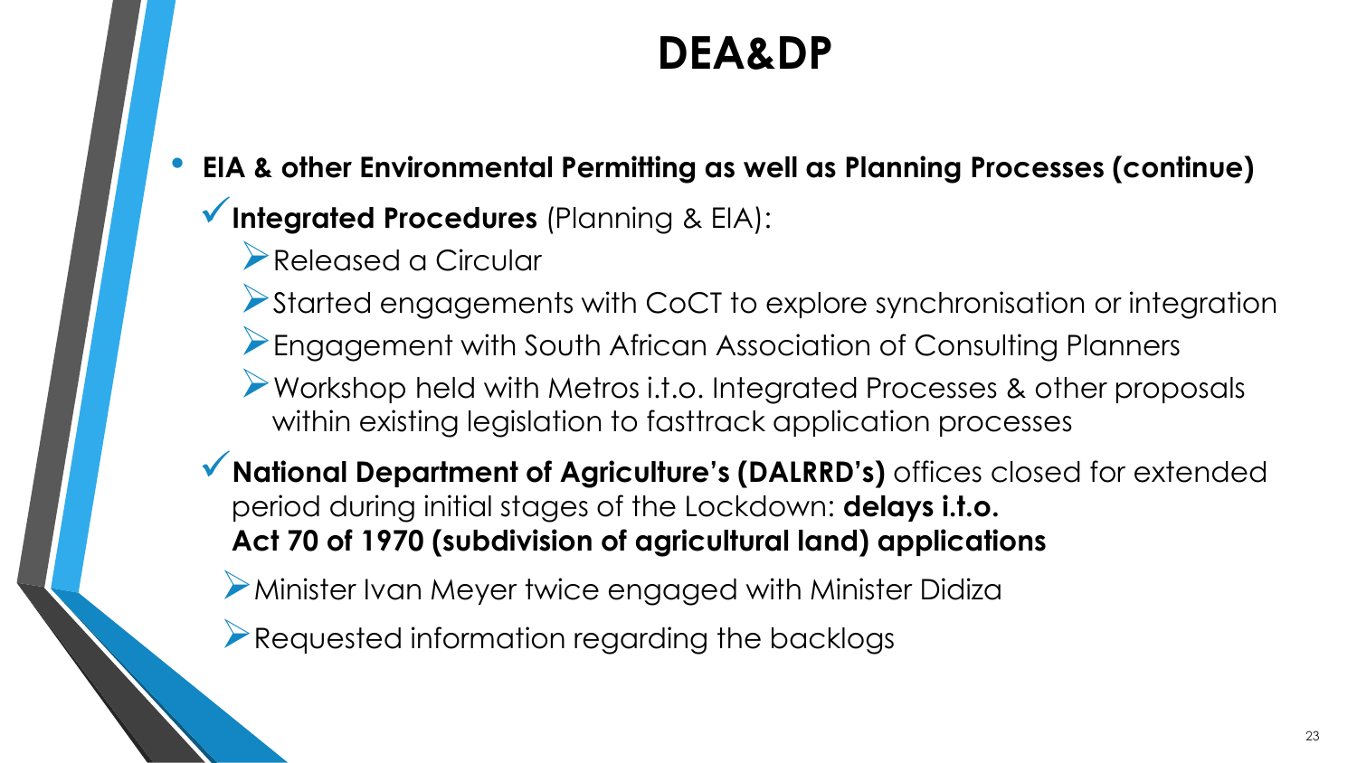# DEA&DP

- **EIA & other Environmental Permitting as well as Planning Processes (continue)**
  - **Integrated Procedures** (Planning & EIA):
    - Released a Circular
    - Started engagements with CoCT to explore synchronisation or integration
    - Engagement with South African Association of Consulting Planners
    - Workshop held with Metros i.t.o. Integrated Processes & other proposals within existing legislation to fasttrack application processes
  - **National Department of Agriculture's (DALRRD's)** offices closed for extended period during initial stages of the Lockdown: **delays i.t.o. Act 70 of 1970 (subdivision of agricultural land) applications**
    - Minister Ivan Meyer twice engaged with Minister Didiza
    - Requested information regarding the backlogs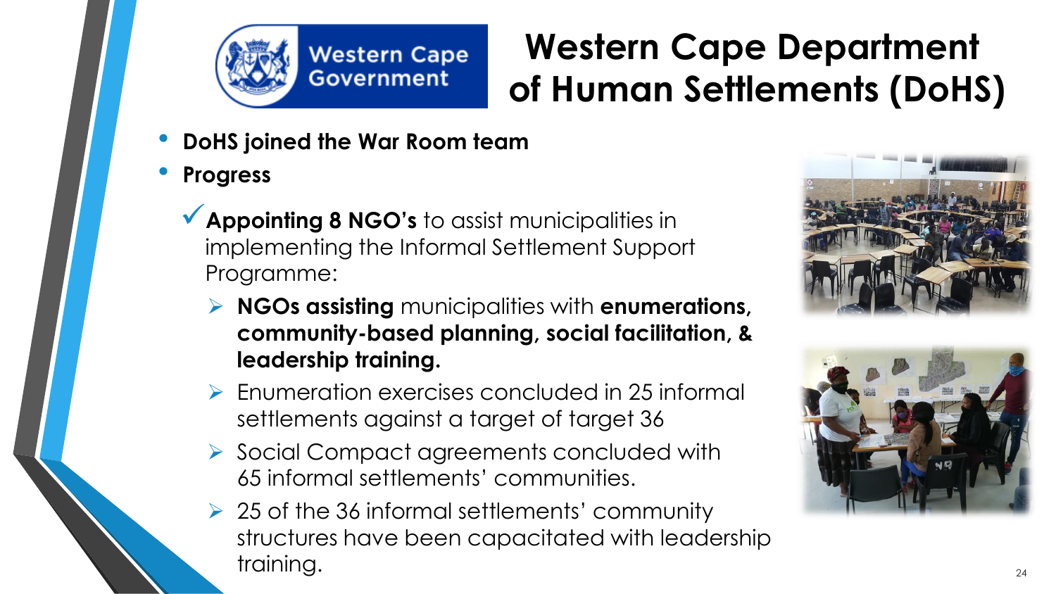# Western Cape Department of Human Settlements (DoHS)

- **DoHS joined the War Room team**
- **Progress**
  - ✓ **Appointing 8 NGO's** to assist municipalities in implementing the Informal Settlement Support Programme:
    - **NGOs assisting** municipalities with **enumerations, community-based planning, social facilitation, & leadership training.**
    - Enumeration exercises concluded in 25 informal settlements against a target of target 36
    - Social Compact agreements concluded with 65 informal settlements' communities.
    - 25 of the 36 informal settlements' community structures have been capacitated with leadership training.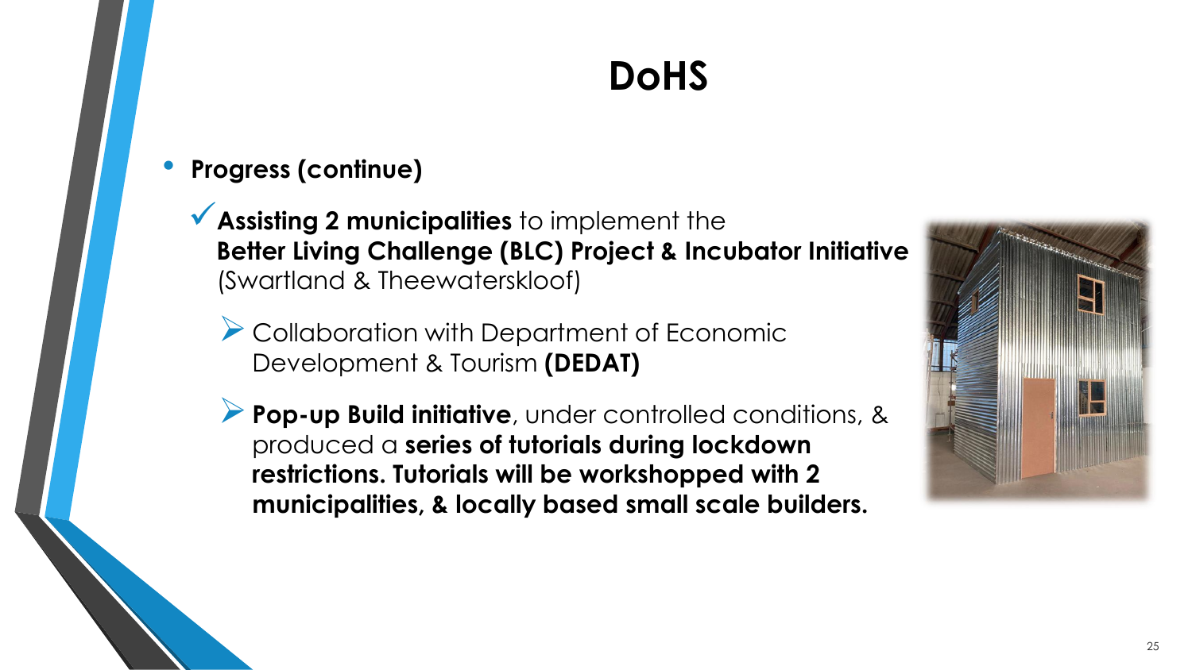# DoHS

- **Progress (continue)**
  - ✓ **Assisting 2 municipalities** to implement the **Better Living Challenge (BLC) Project & Incubator Initiative** (Swartland & Theewaterskloof)
    - ➢ Collaboration with Department of Economic Development & Tourism **(DEDAT)**
    - ➢ **Pop-up Build initiative**, under controlled conditions, & produced a **series of tutorials during lockdown restrictions. Tutorials will be workshopped with 2 municipalities, & locally based small scale builders.**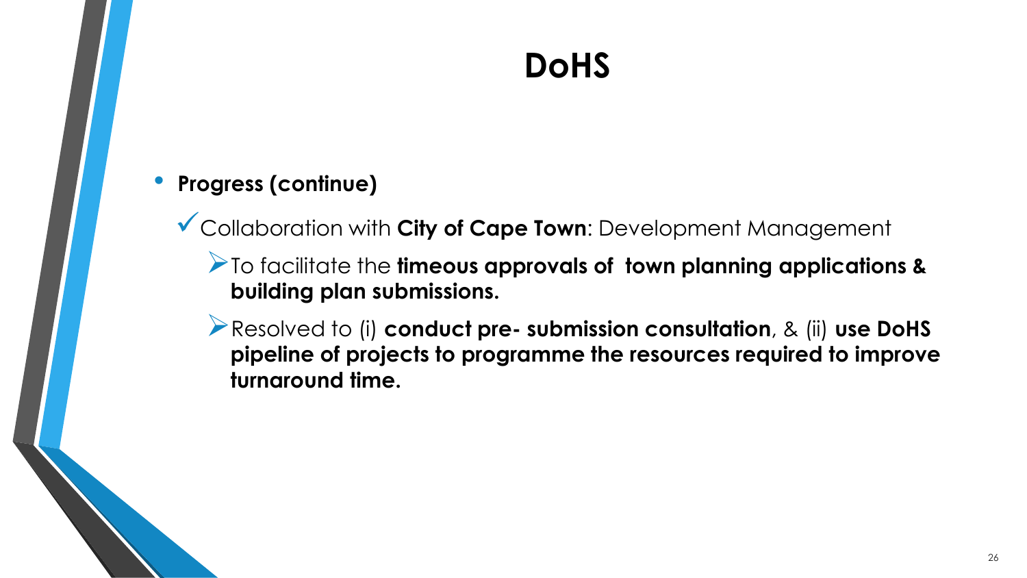# DoHS

- **Progress (continue)**
  - ✓ Collaboration with **City of Cape Town**: Development Management
    - ➢ To facilitate the **timeous approvals of town planning applications & building plan submissions.**
    - ➢ Resolved to (i) **conduct pre- submission consultation**, & (ii) **use DoHS pipeline of projects to programme the resources required to improve turnaround time.**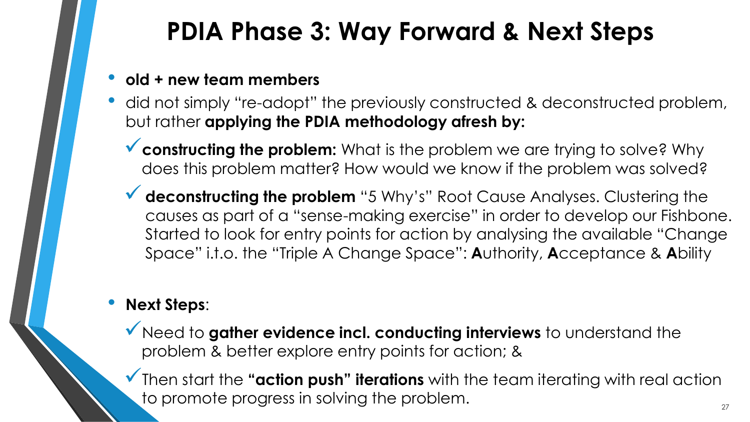# PDIA Phase 3: Way Forward & Next Steps

- **old + new team members**
- did not simply "re-adopt" the previously constructed & deconstructed problem, but rather **applying the PDIA methodology afresh by:**
  - ✓ **constructing the problem:** What is the problem we are trying to solve? Why does this problem matter? How would we know if the problem was solved?
  - ✓ **deconstructing the problem** "5 Why's" Root Cause Analyses. Clustering the causes as part of a "sense-making exercise" in order to develop our Fishbone. Started to look for entry points for action by analysing the available "Change Space" i.t.o. the "Triple A Change Space": **A**uthority, **A**cceptance & **A**bility

- **Next Steps**:
  - ✓ Need to **gather evidence incl. conducting interviews** to understand the problem & better explore entry points for action; &
  - ✓ Then start the **"action push" iterations** with the team iterating with real action to promote progress in solving the problem.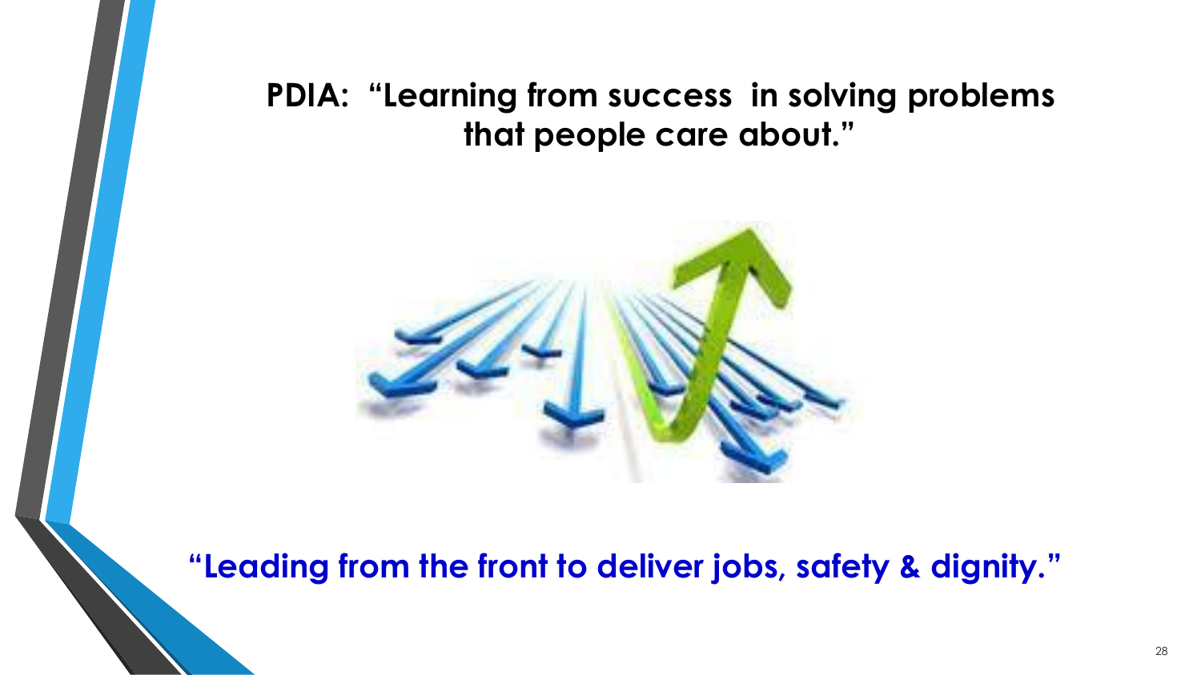# PDIA: "Learning from success in solving problems that people care about."

**"Leading from the front to deliver jobs, safety & dignity."**